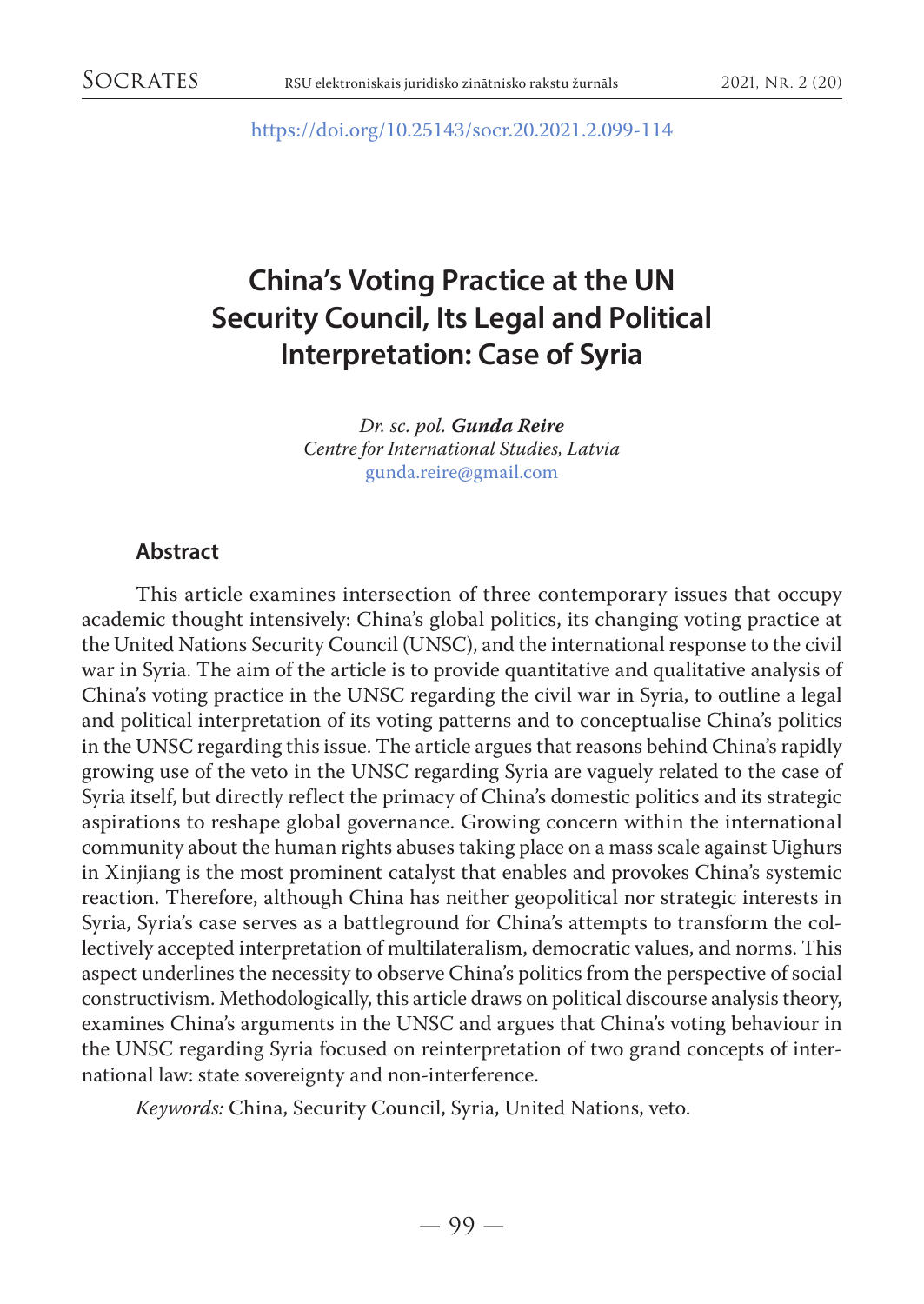https://doi.org/10.25143/socr.20.2021.2.099-114

# China's Voting Practice at the UN Security Council, Its Legal and Political Interpretation: Case of Syria

*Dr. sc. pol.* ***Gunda Reire***
*Centre for International Studies, Latvia*
gunda.reire@gmail.com

## Abstract

This article examines intersection of three contemporary issues that occupy academic thought intensively: China's global politics, its changing voting practice at the United Nations Security Council (UNSC), and the international response to the civil war in Syria. The aim of the article is to provide quantitative and qualitative analysis of China's voting practice in the UNSC regarding the civil war in Syria, to outline a legal and political interpretation of its voting patterns and to conceptualise China's politics in the UNSC regarding this issue. The article argues that reasons behind China's rapidly growing use of the veto in the UNSC regarding Syria are vaguely related to the case of Syria itself, but directly reflect the primacy of China's domestic politics and its strategic aspirations to reshape global governance. Growing concern within the international community about the human rights abuses taking place on a mass scale against Uighurs in Xinjiang is the most prominent catalyst that enables and provokes China's systemic reaction. Therefore, although China has neither geopolitical nor strategic interests in Syria, Syria's case serves as a battleground for China's attempts to transform the collectively accepted interpretation of multilateralism, democratic values, and norms. This aspect underlines the necessity to observe China's politics from the perspective of social constructivism. Methodologically, this article draws on political discourse analysis theory, examines China's arguments in the UNSC and argues that China's voting behaviour in the UNSC regarding Syria focused on reinterpretation of two grand concepts of international law: state sovereignty and non-interference.

*Keywords:* China, Security Council, Syria, United Nations, veto.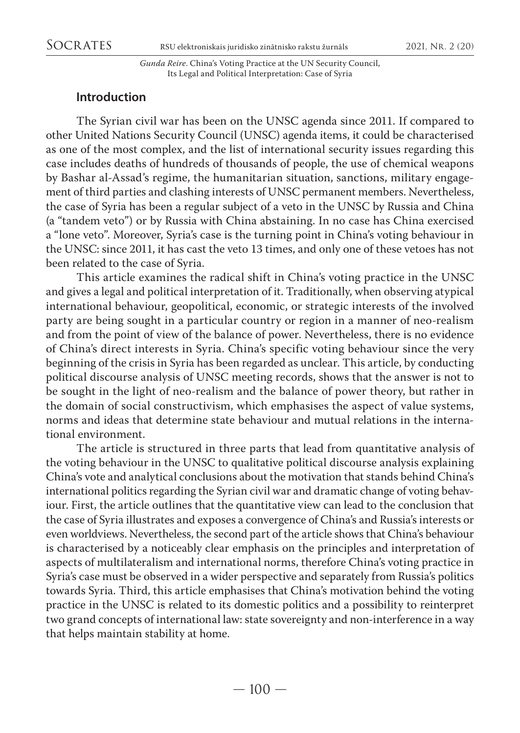## Introduction

The Syrian civil war has been on the UNSC agenda since 2011. If compared to other United Nations Security Council (UNSC) agenda items, it could be characterised as one of the most complex, and the list of international security issues regarding this case includes deaths of hundreds of thousands of people, the use of chemical weapons by Bashar al-Assad's regime, the humanitarian situation, sanctions, military engagement of third parties and clashing interests of UNSC permanent members. Nevertheless, the case of Syria has been a regular subject of a veto in the UNSC by Russia and China (a "tandem veto") or by Russia with China abstaining. In no case has China exercised a "lone veto". Moreover, Syria's case is the turning point in China's voting behaviour in the UNSC: since 2011, it has cast the veto 13 times, and only one of these vetoes has not been related to the case of Syria.

This article examines the radical shift in China's voting practice in the UNSC and gives a legal and political interpretation of it. Traditionally, when observing atypical international behaviour, geopolitical, economic, or strategic interests of the involved party are being sought in a particular country or region in a manner of neo-realism and from the point of view of the balance of power. Nevertheless, there is no evidence of China's direct interests in Syria. China's specific voting behaviour since the very beginning of the crisis in Syria has been regarded as unclear. This article, by conducting political discourse analysis of UNSC meeting records, shows that the answer is not to be sought in the light of neo-realism and the balance of power theory, but rather in the domain of social constructivism, which emphasises the aspect of value systems, norms and ideas that determine state behaviour and mutual relations in the international environment.

The article is structured in three parts that lead from quantitative analysis of the voting behaviour in the UNSC to qualitative political discourse analysis explaining China's vote and analytical conclusions about the motivation that stands behind China's international politics regarding the Syrian civil war and dramatic change of voting behaviour. First, the article outlines that the quantitative view can lead to the conclusion that the case of Syria illustrates and exposes a convergence of China's and Russia's interests or even worldviews. Nevertheless, the second part of the article shows that China's behaviour is characterised by a noticeably clear emphasis on the principles and interpretation of aspects of multilateralism and international norms, therefore China's voting practice in Syria's case must be observed in a wider perspective and separately from Russia's politics towards Syria. Third, this article emphasises that China's motivation behind the voting practice in the UNSC is related to its domestic politics and a possibility to reinterpret two grand concepts of international law: state sovereignty and non-interference in a way that helps maintain stability at home.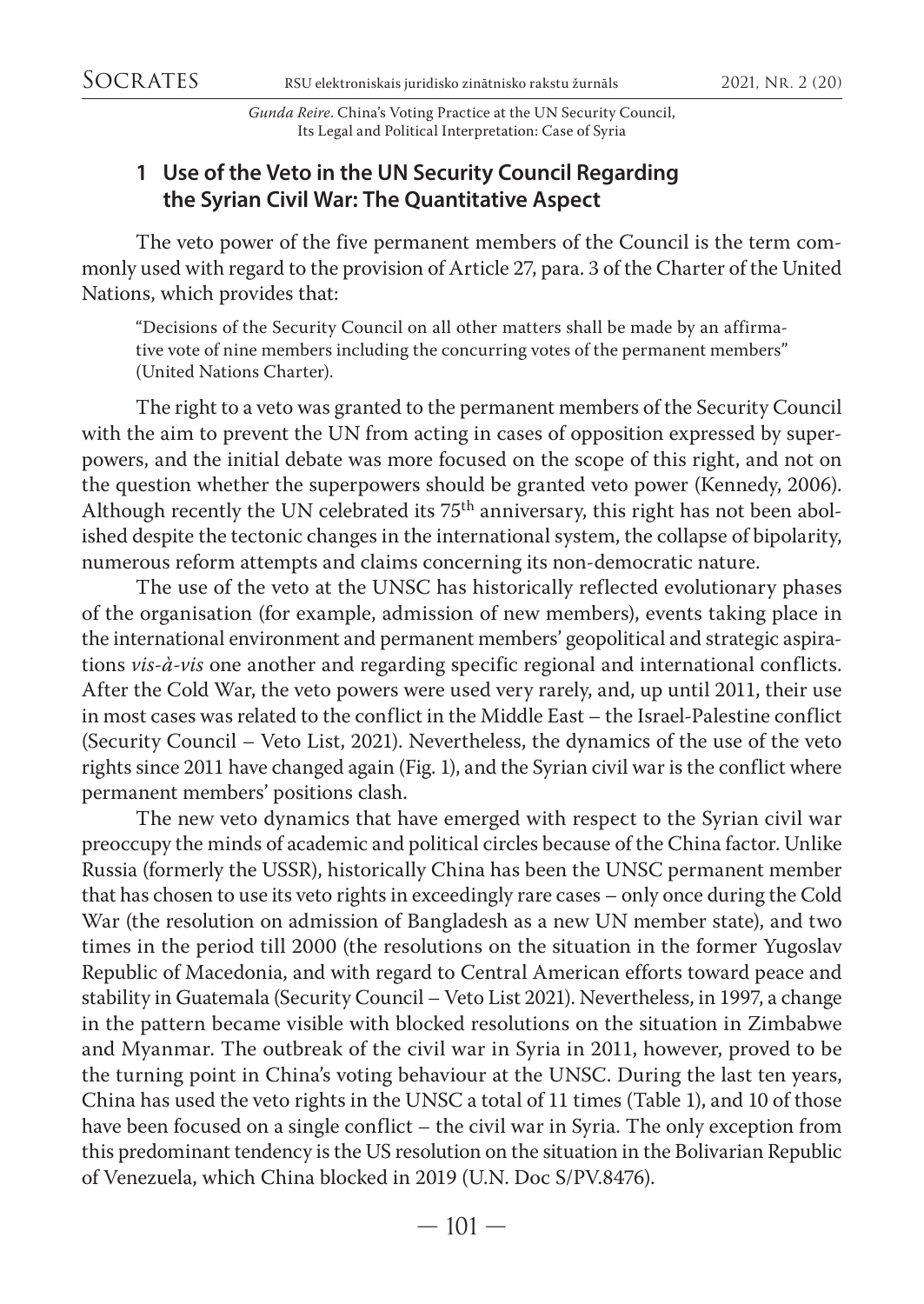## 1 Use of the Veto in the UN Security Council Regarding the Syrian Civil War: The Quantitative Aspect

The veto power of the five permanent members of the Council is the term commonly used with regard to the provision of Article 27, para. 3 of the Charter of the United Nations, which provides that:

> "Decisions of the Security Council on all other matters shall be made by an affirmative vote of nine members including the concurring votes of the permanent members" (United Nations Charter).

The right to a veto was granted to the permanent members of the Security Council with the aim to prevent the UN from acting in cases of opposition expressed by superpowers, and the initial debate was more focused on the scope of this right, and not on the question whether the superpowers should be granted veto power (Kennedy, 2006). Although recently the UN celebrated its 75th anniversary, this right has not been abolished despite the tectonic changes in the international system, the collapse of bipolarity, numerous reform attempts and claims concerning its non-democratic nature.

The use of the veto at the UNSC has historically reflected evolutionary phases of the organisation (for example, admission of new members), events taking place in the international environment and permanent members' geopolitical and strategic aspirations *vis-à-vis* one another and regarding specific regional and international conflicts. After the Cold War, the veto powers were used very rarely, and, up until 2011, their use in most cases was related to the conflict in the Middle East – the Israel-Palestine conflict (Security Council – Veto List, 2021). Nevertheless, the dynamics of the use of the veto rights since 2011 have changed again (Fig. 1), and the Syrian civil war is the conflict where permanent members' positions clash.

The new veto dynamics that have emerged with respect to the Syrian civil war preoccupy the minds of academic and political circles because of the China factor. Unlike Russia (formerly the USSR), historically China has been the UNSC permanent member that has chosen to use its veto rights in exceedingly rare cases – only once during the Cold War (the resolution on admission of Bangladesh as a new UN member state), and two times in the period till 2000 (the resolutions on the situation in the former Yugoslav Republic of Macedonia, and with regard to Central American efforts toward peace and stability in Guatemala (Security Council – Veto List 2021). Nevertheless, in 1997, a change in the pattern became visible with blocked resolutions on the situation in Zimbabwe and Myanmar. The outbreak of the civil war in Syria in 2011, however, proved to be the turning point in China's voting behaviour at the UNSC. During the last ten years, China has used the veto rights in the UNSC a total of 11 times (Table 1), and 10 of those have been focused on a single conflict – the civil war in Syria. The only exception from this predominant tendency is the US resolution on the situation in the Bolivarian Republic of Venezuela, which China blocked in 2019 (U.N. Doc S/PV.8476).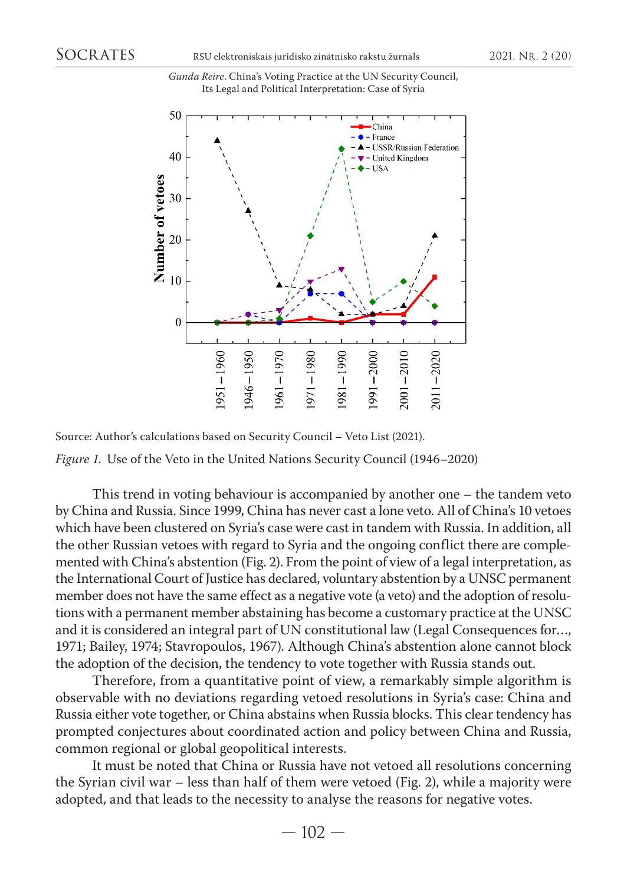Source: Author's calculations based on Security Council – Veto List (2021).

*Figure 1.* Use of the Veto in the United Nations Security Council (1946–2020)

This trend in voting behaviour is accompanied by another one – the tandem veto by China and Russia. Since 1999, China has never cast a lone veto. All of China's 10 vetoes which have been clustered on Syria's case were cast in tandem with Russia. In addition, all the other Russian vetoes with regard to Syria and the ongoing conflict there are complemented with China's abstention (Fig. 2). From the point of view of a legal interpretation, as the International Court of Justice has declared, voluntary abstention by a UNSC permanent member does not have the same effect as a negative vote (a veto) and the adoption of resolutions with a permanent member abstaining has become a customary practice at the UNSC and it is considered an integral part of UN constitutional law (Legal Consequences for…, 1971; Bailey, 1974; Stavropoulos, 1967). Although China's abstention alone cannot block the adoption of the decision, the tendency to vote together with Russia stands out.

Therefore, from a quantitative point of view, a remarkably simple algorithm is observable with no deviations regarding vetoed resolutions in Syria's case: China and Russia either vote together, or China abstains when Russia blocks. This clear tendency has prompted conjectures about coordinated action and policy between China and Russia, common regional or global geopolitical interests.

It must be noted that China or Russia have not vetoed all resolutions concerning the Syrian civil war – less than half of them were vetoed (Fig. 2), while a majority were adopted, and that leads to the necessity to analyse the reasons for negative votes.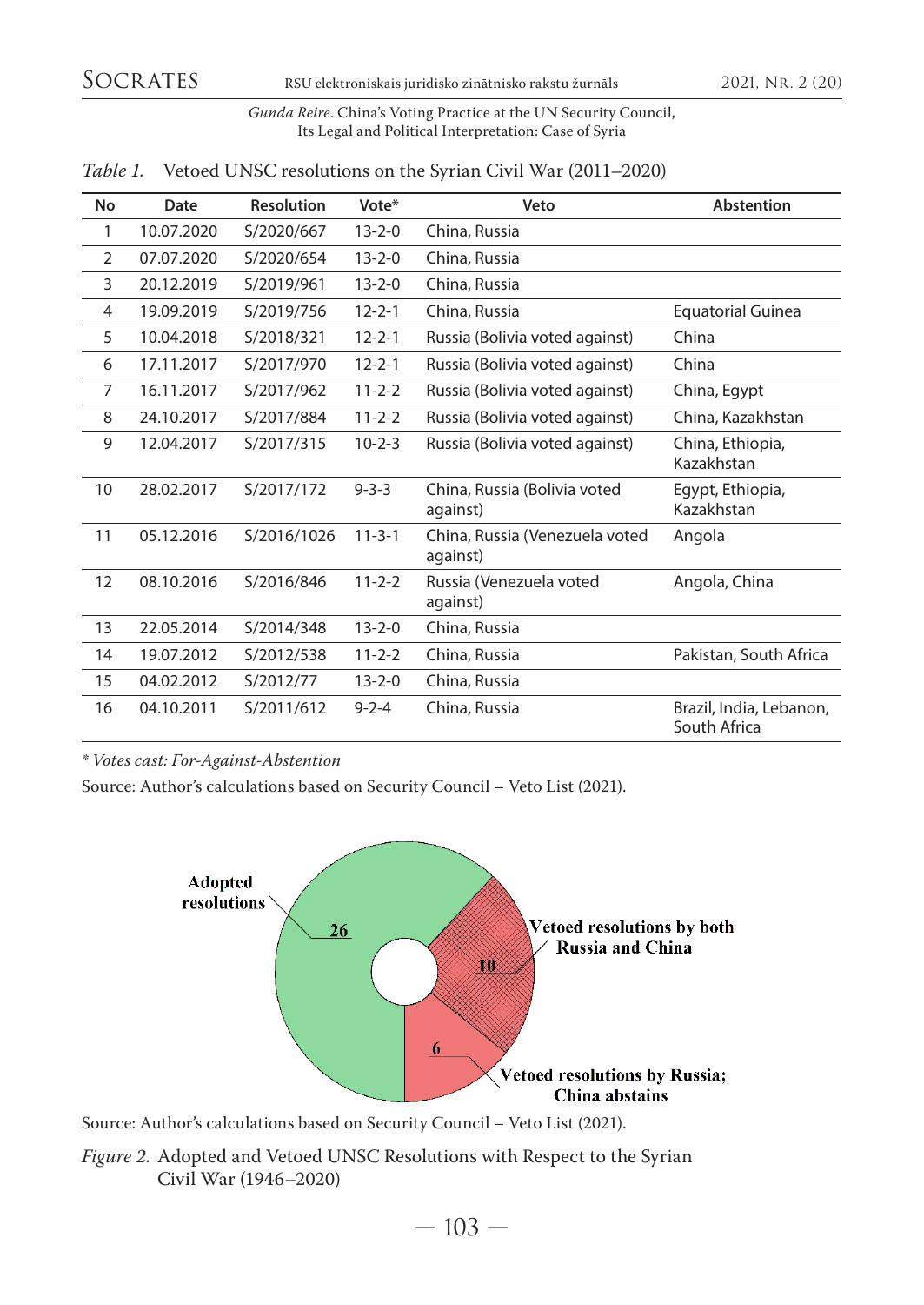*Table 1.* Vetoed UNSC resolutions on the Syrian Civil War (2011–2020)

| No | Date | Resolution | Vote* | Veto | Abstention |
|---|---|---|---|---|---|
| 1 | 10.07.2020 | S/2020/667 | 13-2-0 | China, Russia | |
| 2 | 07.07.2020 | S/2020/654 | 13-2-0 | China, Russia | |
| 3 | 20.12.2019 | S/2019/961 | 13-2-0 | China, Russia | |
| 4 | 19.09.2019 | S/2019/756 | 12-2-1 | China, Russia | Equatorial Guinea |
| 5 | 10.04.2018 | S/2018/321 | 12-2-1 | Russia (Bolivia voted against) | China |
| 6 | 17.11.2017 | S/2017/970 | 12-2-1 | Russia (Bolivia voted against) | China |
| 7 | 16.11.2017 | S/2017/962 | 11-2-2 | Russia (Bolivia voted against) | China, Egypt |
| 8 | 24.10.2017 | S/2017/884 | 11-2-2 | Russia (Bolivia voted against) | China, Kazakhstan |
| 9 | 12.04.2017 | S/2017/315 | 10-2-3 | Russia (Bolivia voted against) | China, Ethiopia, Kazakhstan |
| 10 | 28.02.2017 | S/2017/172 | 9-3-3 | China, Russia (Bolivia voted against) | Egypt, Ethiopia, Kazakhstan |
| 11 | 05.12.2016 | S/2016/1026 | 11-3-1 | China, Russia (Venezuela voted against) | Angola |
| 12 | 08.10.2016 | S/2016/846 | 11-2-2 | Russia (Venezuela voted against) | Angola, China |
| 13 | 22.05.2014 | S/2014/348 | 13-2-0 | China, Russia | |
| 14 | 19.07.2012 | S/2012/538 | 11-2-2 | China, Russia | Pakistan, South Africa |
| 15 | 04.02.2012 | S/2012/77 | 13-2-0 | China, Russia | |
| 16 | 04.10.2011 | S/2011/612 | 9-2-4 | China, Russia | Brazil, India, Lebanon, South Africa |

*\* Votes cast: For-Against-Abstention*

Source: Author's calculations based on Security Council – Veto List (2021).

Adopted resolutions: 26

Vetoed resolutions by both Russia and China: 10

Vetoed resolutions by Russia; China abstains: 6

Source: Author's calculations based on Security Council – Veto List (2021).

*Figure 2.* Adopted and Vetoed UNSC Resolutions with Respect to the Syrian Civil War (1946–2020)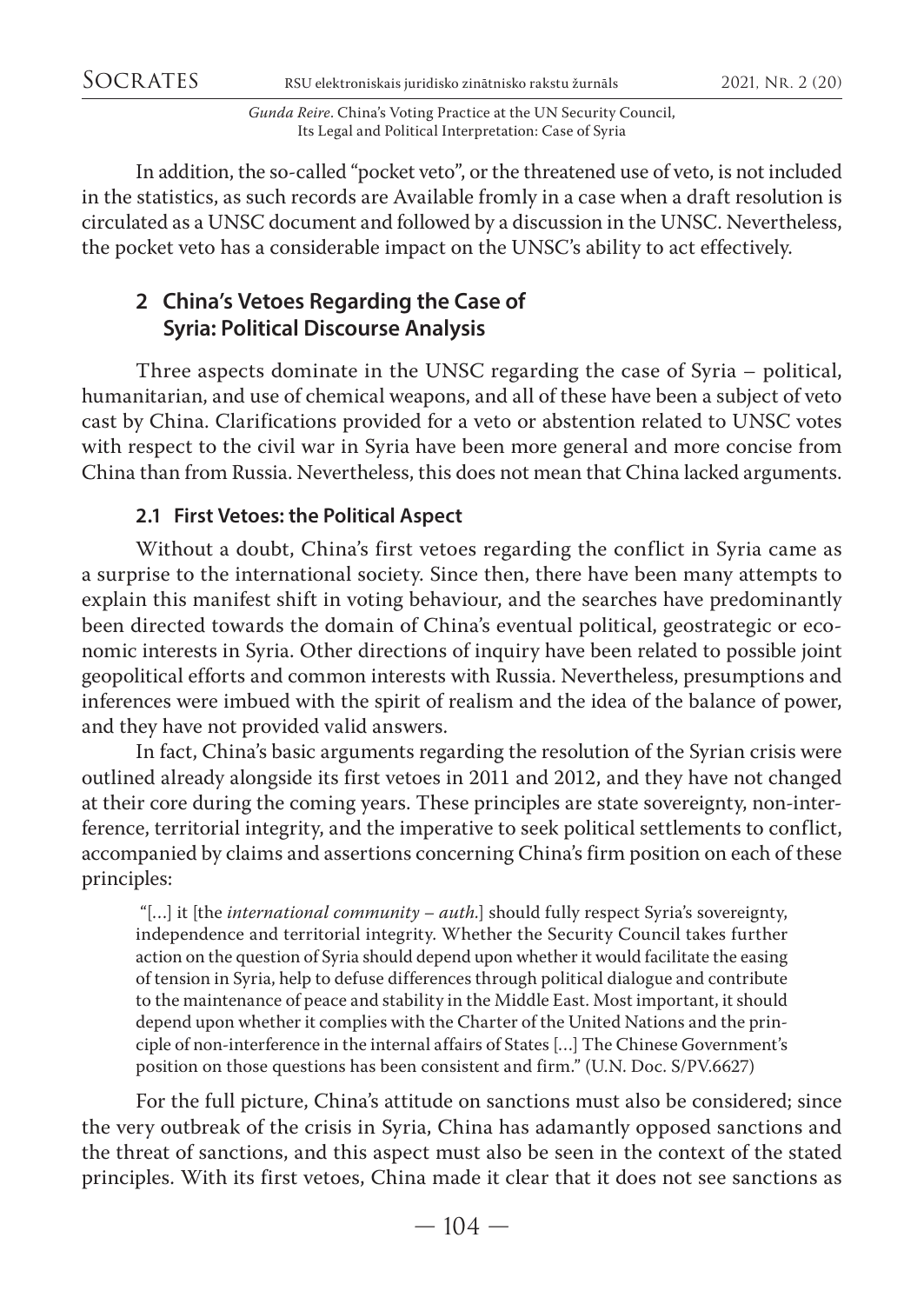In addition, the so-called "pocket veto", or the threatened use of veto, is not included in the statistics, as such records are Available fromly in a case when a draft resolution is circulated as a UNSC document and followed by a discussion in the UNSC. Nevertheless, the pocket veto has a considerable impact on the UNSC's ability to act effectively.

## 2 China's Vetoes Regarding the Case of Syria: Political Discourse Analysis

Three aspects dominate in the UNSC regarding the case of Syria – political, humanitarian, and use of chemical weapons, and all of these have been a subject of veto cast by China. Clarifications provided for a veto or abstention related to UNSC votes with respect to the civil war in Syria have been more general and more concise from China than from Russia. Nevertheless, this does not mean that China lacked arguments.

### 2.1 First Vetoes: the Political Aspect

Without a doubt, China's first vetoes regarding the conflict in Syria came as a surprise to the international society. Since then, there have been many attempts to explain this manifest shift in voting behaviour, and the searches have predominantly been directed towards the domain of China's eventual political, geostrategic or economic interests in Syria. Other directions of inquiry have been related to possible joint geopolitical efforts and common interests with Russia. Nevertheless, presumptions and inferences were imbued with the spirit of realism and the idea of the balance of power, and they have not provided valid answers.

In fact, China's basic arguments regarding the resolution of the Syrian crisis were outlined already alongside its first vetoes in 2011 and 2012, and they have not changed at their core during the coming years. These principles are state sovereignty, non-interference, territorial integrity, and the imperative to seek political settlements to conflict, accompanied by claims and assertions concerning China's firm position on each of these principles:

> "[..] it [the *international community – auth.*] should fully respect Syria's sovereignty, independence and territorial integrity. Whether the Security Council takes further action on the question of Syria should depend upon whether it would facilitate the easing of tension in Syria, help to defuse differences through political dialogue and contribute to the maintenance of peace and stability in the Middle East. Most important, it should depend upon whether it complies with the Charter of the United Nations and the principle of non-interference in the internal affairs of States [..] The Chinese Government's position on those questions has been consistent and firm." (U.N. Doc. S/PV.6627)

For the full picture, China's attitude on sanctions must also be considered; since the very outbreak of the crisis in Syria, China has adamantly opposed sanctions and the threat of sanctions, and this aspect must also be seen in the context of the stated principles. With its first vetoes, China made it clear that it does not see sanctions as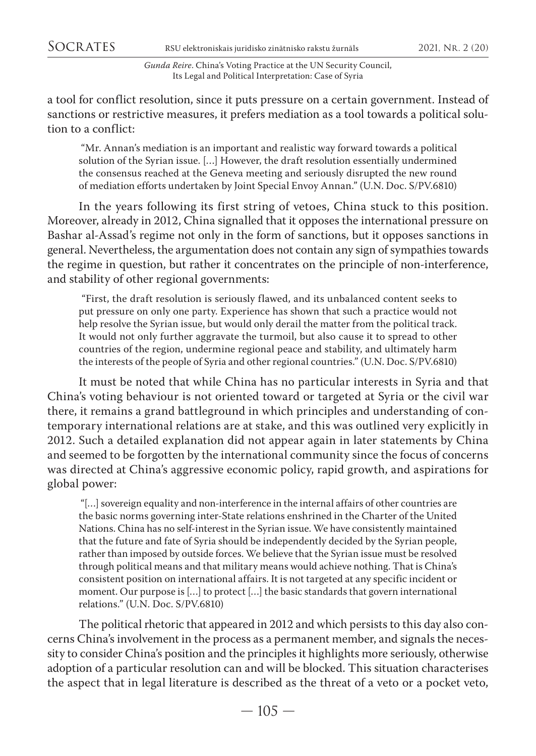a tool for conflict resolution, since it puts pressure on a certain government. Instead of sanctions or restrictive measures, it prefers mediation as a tool towards a political solution to a conflict:

> "Mr. Annan's mediation is an important and realistic way forward towards a political solution of the Syrian issue. […] However, the draft resolution essentially undermined the consensus reached at the Geneva meeting and seriously disrupted the new round of mediation efforts undertaken by Joint Special Envoy Annan." (U.N. Doc. S/PV.6810)

In the years following its first string of vetoes, China stuck to this position. Moreover, already in 2012, China signalled that it opposes the international pressure on Bashar al-Assad's regime not only in the form of sanctions, but it opposes sanctions in general. Nevertheless, the argumentation does not contain any sign of sympathies towards the regime in question, but rather it concentrates on the principle of non-interference, and stability of other regional governments:

> "First, the draft resolution is seriously flawed, and its unbalanced content seeks to put pressure on only one party. Experience has shown that such a practice would not help resolve the Syrian issue, but would only derail the matter from the political track. It would not only further aggravate the turmoil, but also cause it to spread to other countries of the region, undermine regional peace and stability, and ultimately harm the interests of the people of Syria and other regional countries." (U.N. Doc. S/PV.6810)

It must be noted that while China has no particular interests in Syria and that China's voting behaviour is not oriented toward or targeted at Syria or the civil war there, it remains a grand battleground in which principles and understanding of contemporary international relations are at stake, and this was outlined very explicitly in 2012. Such a detailed explanation did not appear again in later statements by China and seemed to be forgotten by the international community since the focus of concerns was directed at China's aggressive economic policy, rapid growth, and aspirations for global power:

> "[…] sovereign equality and non-interference in the internal affairs of other countries are the basic norms governing inter-State relations enshrined in the Charter of the United Nations. China has no self-interest in the Syrian issue. We have consistently maintained that the future and fate of Syria should be independently decided by the Syrian people, rather than imposed by outside forces. We believe that the Syrian issue must be resolved through political means and that military means would achieve nothing. That is China's consistent position on international affairs. It is not targeted at any specific incident or moment. Our purpose is […] to protect […] the basic standards that govern international relations." (U.N. Doc. S/PV.6810)

The political rhetoric that appeared in 2012 and which persists to this day also concerns China's involvement in the process as a permanent member, and signals the necessity to consider China's position and the principles it highlights more seriously, otherwise adoption of a particular resolution can and will be blocked. This situation characterises the aspect that in legal literature is described as the threat of a veto or a pocket veto,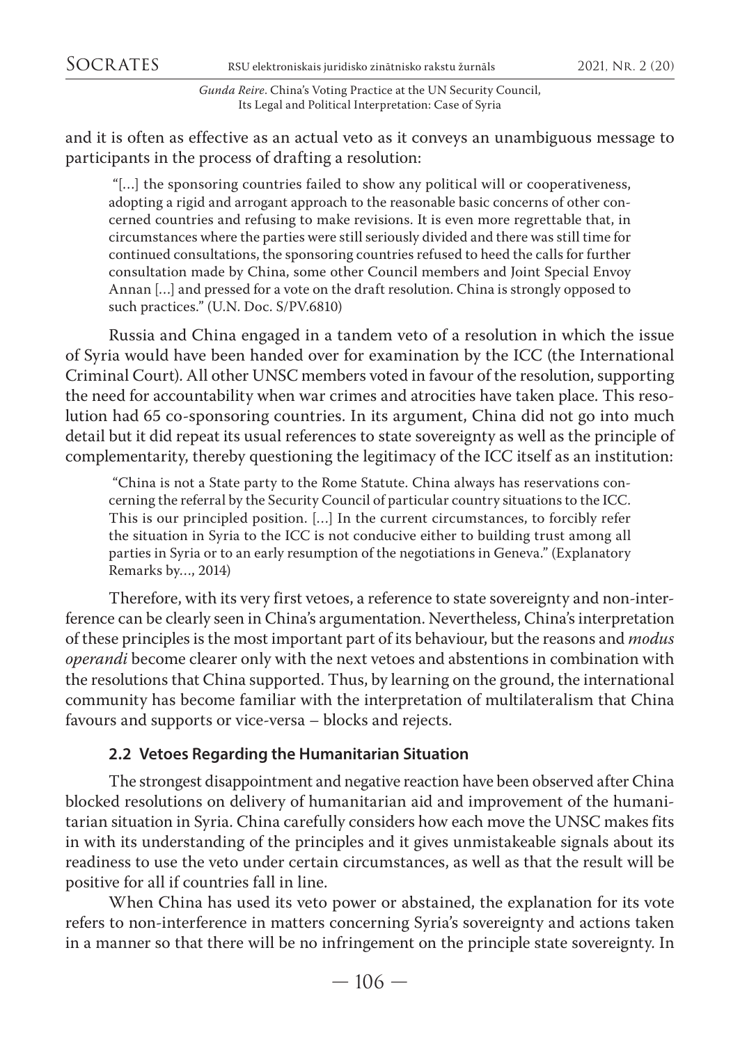and it is often as effective as an actual veto as it conveys an unambiguous message to participants in the process of drafting a resolution:

> "[…] the sponsoring countries failed to show any political will or cooperativeness, adopting a rigid and arrogant approach to the reasonable basic concerns of other concerned countries and refusing to make revisions. It is even more regrettable that, in circumstances where the parties were still seriously divided and there was still time for continued consultations, the sponsoring countries refused to heed the calls for further consultation made by China, some other Council members and Joint Special Envoy Annan […] and pressed for a vote on the draft resolution. China is strongly opposed to such practices." (U.N. Doc. S/PV.6810)

Russia and China engaged in a tandem veto of a resolution in which the issue of Syria would have been handed over for examination by the ICC (the International Criminal Court). All other UNSC members voted in favour of the resolution, supporting the need for accountability when war crimes and atrocities have taken place. This resolution had 65 co-sponsoring countries. In its argument, China did not go into much detail but it did repeat its usual references to state sovereignty as well as the principle of complementarity, thereby questioning the legitimacy of the ICC itself as an institution:

> "China is not a State party to the Rome Statute. China always has reservations concerning the referral by the Security Council of particular country situations to the ICC. This is our principled position. […] In the current circumstances, to forcibly refer the situation in Syria to the ICC is not conducive either to building trust among all parties in Syria or to an early resumption of the negotiations in Geneva." (Explanatory Remarks by…, 2014)

Therefore, with its very first vetoes, a reference to state sovereignty and non-interference can be clearly seen in China's argumentation. Nevertheless, China's interpretation of these principles is the most important part of its behaviour, but the reasons and *modus operandi* become clearer only with the next vetoes and abstentions in combination with the resolutions that China supported. Thus, by learning on the ground, the international community has become familiar with the interpretation of multilateralism that China favours and supports or vice-versa – blocks and rejects.

### 2.2 Vetoes Regarding the Humanitarian Situation

The strongest disappointment and negative reaction have been observed after China blocked resolutions on delivery of humanitarian aid and improvement of the humanitarian situation in Syria. China carefully considers how each move the UNSC makes fits in with its understanding of the principles and it gives unmistakeable signals about its readiness to use the veto under certain circumstances, as well as that the result will be positive for all if countries fall in line.

When China has used its veto power or abstained, the explanation for its vote refers to non-interference in matters concerning Syria's sovereignty and actions taken in a manner so that there will be no infringement on the principle state sovereignty. In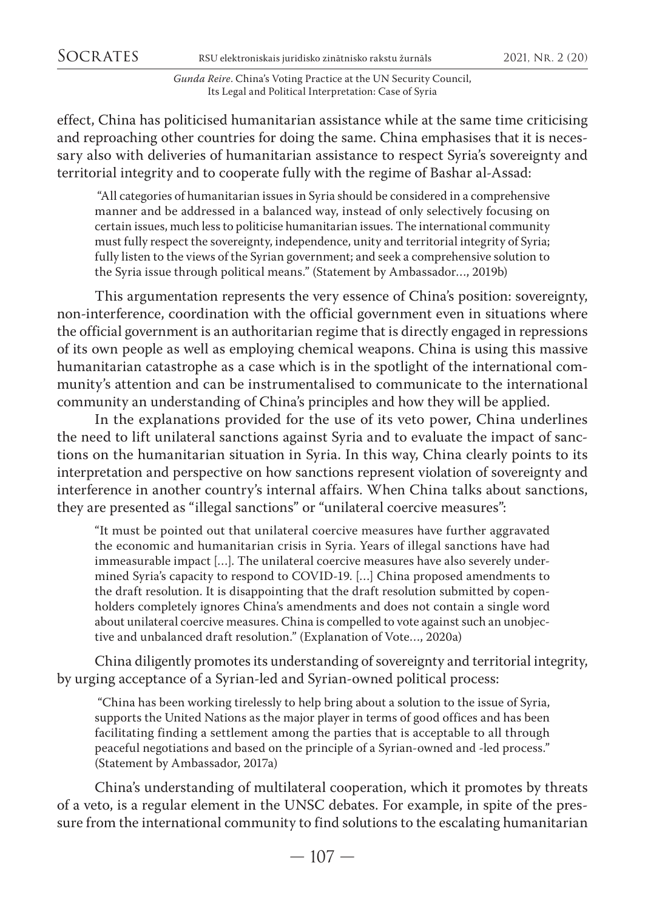effect, China has politicised humanitarian assistance while at the same time criticising and reproaching other countries for doing the same. China emphasises that it is necessary also with deliveries of humanitarian assistance to respect Syria's sovereignty and territorial integrity and to cooperate fully with the regime of Bashar al-Assad:

> "All categories of humanitarian issues in Syria should be considered in a comprehensive manner and be addressed in a balanced way, instead of only selectively focusing on certain issues, much less to politicise humanitarian issues. The international community must fully respect the sovereignty, independence, unity and territorial integrity of Syria; fully listen to the views of the Syrian government; and seek a comprehensive solution to the Syria issue through political means." (Statement by Ambassador…, 2019b)

This argumentation represents the very essence of China's position: sovereignty, non-interference, coordination with the official government even in situations where the official government is an authoritarian regime that is directly engaged in repressions of its own people as well as employing chemical weapons. China is using this massive humanitarian catastrophe as a case which is in the spotlight of the international community's attention and can be instrumentalised to communicate to the international community an understanding of China's principles and how they will be applied.

In the explanations provided for the use of its veto power, China underlines the need to lift unilateral sanctions against Syria and to evaluate the impact of sanctions on the humanitarian situation in Syria. In this way, China clearly points to its interpretation and perspective on how sanctions represent violation of sovereignty and interference in another country's internal affairs. When China talks about sanctions, they are presented as "illegal sanctions" or "unilateral coercive measures":

> "It must be pointed out that unilateral coercive measures have further aggravated the economic and humanitarian crisis in Syria. Years of illegal sanctions have had immeasurable impact […]. The unilateral coercive measures have also severely undermined Syria's capacity to respond to COVID-19. […] China proposed amendments to the draft resolution. It is disappointing that the draft resolution submitted by copenholders completely ignores China's amendments and does not contain a single word about unilateral coercive measures. China is compelled to vote against such an unobjective and unbalanced draft resolution." (Explanation of Vote…, 2020a)

China diligently promotes its understanding of sovereignty and territorial integrity, by urging acceptance of a Syrian-led and Syrian-owned political process:

> "China has been working tirelessly to help bring about a solution to the issue of Syria, supports the United Nations as the major player in terms of good offices and has been facilitating finding a settlement among the parties that is acceptable to all through peaceful negotiations and based on the principle of a Syrian-owned and -led process." (Statement by Ambassador, 2017a)

China's understanding of multilateral cooperation, which it promotes by threats of a veto, is a regular element in the UNSC debates. For example, in spite of the pressure from the international community to find solutions to the escalating humanitarian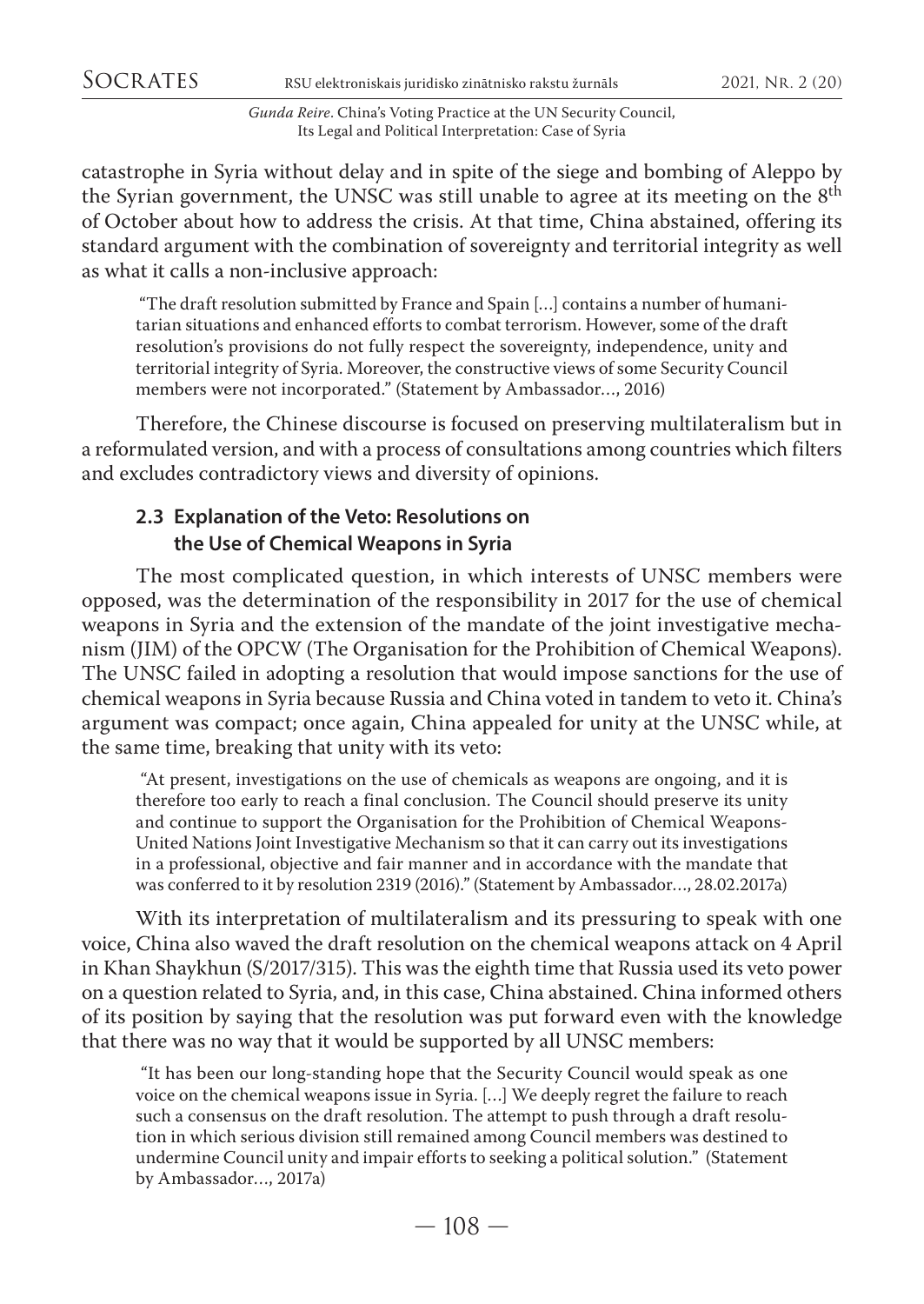catastrophe in Syria without delay and in spite of the siege and bombing of Aleppo by the Syrian government, the UNSC was still unable to agree at its meeting on the 8th of October about how to address the crisis. At that time, China abstained, offering its standard argument with the combination of sovereignty and territorial integrity as well as what it calls a non-inclusive approach:

> "The draft resolution submitted by France and Spain [...] contains a number of humanitarian situations and enhanced efforts to combat terrorism. However, some of the draft resolution's provisions do not fully respect the sovereignty, independence, unity and territorial integrity of Syria. Moreover, the constructive views of some Security Council members were not incorporated." (Statement by Ambassador..., 2016)

Therefore, the Chinese discourse is focused on preserving multilateralism but in a reformulated version, and with a process of consultations among countries which filters and excludes contradictory views and diversity of opinions.

### 2.3 Explanation of the Veto: Resolutions on the Use of Chemical Weapons in Syria

The most complicated question, in which interests of UNSC members were opposed, was the determination of the responsibility in 2017 for the use of chemical weapons in Syria and the extension of the mandate of the joint investigative mechanism (JIM) of the OPCW (The Organisation for the Prohibition of Chemical Weapons). The UNSC failed in adopting a resolution that would impose sanctions for the use of chemical weapons in Syria because Russia and China voted in tandem to veto it. China's argument was compact; once again, China appealed for unity at the UNSC while, at the same time, breaking that unity with its veto:

> "At present, investigations on the use of chemicals as weapons are ongoing, and it is therefore too early to reach a final conclusion. The Council should preserve its unity and continue to support the Organisation for the Prohibition of Chemical Weapons-United Nations Joint Investigative Mechanism so that it can carry out its investigations in a professional, objective and fair manner and in accordance with the mandate that was conferred to it by resolution 2319 (2016)." (Statement by Ambassador..., 28.02.2017a)

With its interpretation of multilateralism and its pressuring to speak with one voice, China also waved the draft resolution on the chemical weapons attack on 4 April in Khan Shaykhun (S/2017/315). This was the eighth time that Russia used its veto power on a question related to Syria, and, in this case, China abstained. China informed others of its position by saying that the resolution was put forward even with the knowledge that there was no way that it would be supported by all UNSC members:

> "It has been our long-standing hope that the Security Council would speak as one voice on the chemical weapons issue in Syria. [...] We deeply regret the failure to reach such a consensus on the draft resolution. The attempt to push through a draft resolution in which serious division still remained among Council members was destined to undermine Council unity and impair efforts to seeking a political solution." (Statement by Ambassador..., 2017a)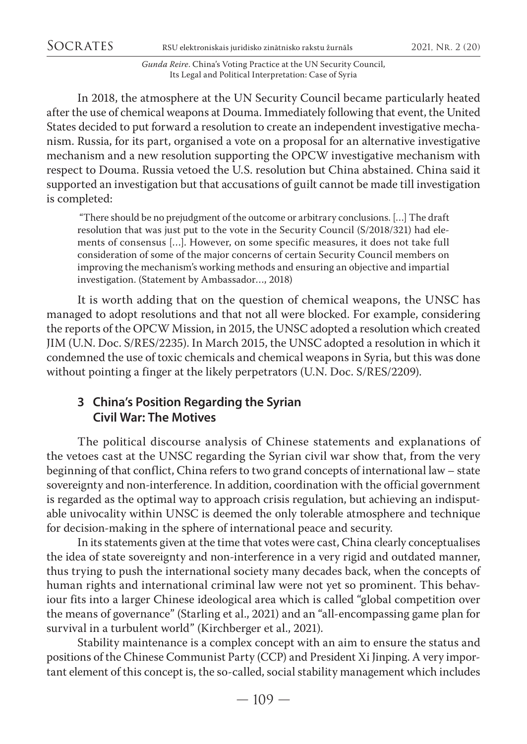In 2018, the atmosphere at the UN Security Council became particularly heated after the use of chemical weapons at Douma. Immediately following that event, the United States decided to put forward a resolution to create an independent investigative mechanism. Russia, for its part, organised a vote on a proposal for an alternative investigative mechanism and a new resolution supporting the OPCW investigative mechanism with respect to Douma. Russia vetoed the U.S. resolution but China abstained. China said it supported an investigation but that accusations of guilt cannot be made till investigation is completed:

> "There should be no prejudgment of the outcome or arbitrary conclusions. […] The draft resolution that was just put to the vote in the Security Council (S/2018/321) had elements of consensus […]. However, on some specific measures, it does not take full consideration of some of the major concerns of certain Security Council members on improving the mechanism's working methods and ensuring an objective and impartial investigation. (Statement by Ambassador…, 2018)

It is worth adding that on the question of chemical weapons, the UNSC has managed to adopt resolutions and that not all were blocked. For example, considering the reports of the OPCW Mission, in 2015, the UNSC adopted a resolution which created JIM (U.N. Doc. S/RES/2235). In March 2015, the UNSC adopted a resolution in which it condemned the use of toxic chemicals and chemical weapons in Syria, but this was done without pointing a finger at the likely perpetrators (U.N. Doc. S/RES/2209).

## 3 China's Position Regarding the Syrian Civil War: The Motives

The political discourse analysis of Chinese statements and explanations of the vetoes cast at the UNSC regarding the Syrian civil war show that, from the very beginning of that conflict, China refers to two grand concepts of international law – state sovereignty and non-interference. In addition, coordination with the official government is regarded as the optimal way to approach crisis regulation, but achieving an indisputable univocality within UNSC is deemed the only tolerable atmosphere and technique for decision-making in the sphere of international peace and security.

In its statements given at the time that votes were cast, China clearly conceptualises the idea of state sovereignty and non-interference in a very rigid and outdated manner, thus trying to push the international society many decades back, when the concepts of human rights and international criminal law were not yet so prominent. This behaviour fits into a larger Chinese ideological area which is called "global competition over the means of governance" (Starling et al., 2021) and an "all-encompassing game plan for survival in a turbulent world" (Kirchberger et al., 2021).

Stability maintenance is a complex concept with an aim to ensure the status and positions of the Chinese Communist Party (CCP) and President Xi Jinping. A very important element of this concept is, the so-called, social stability management which includes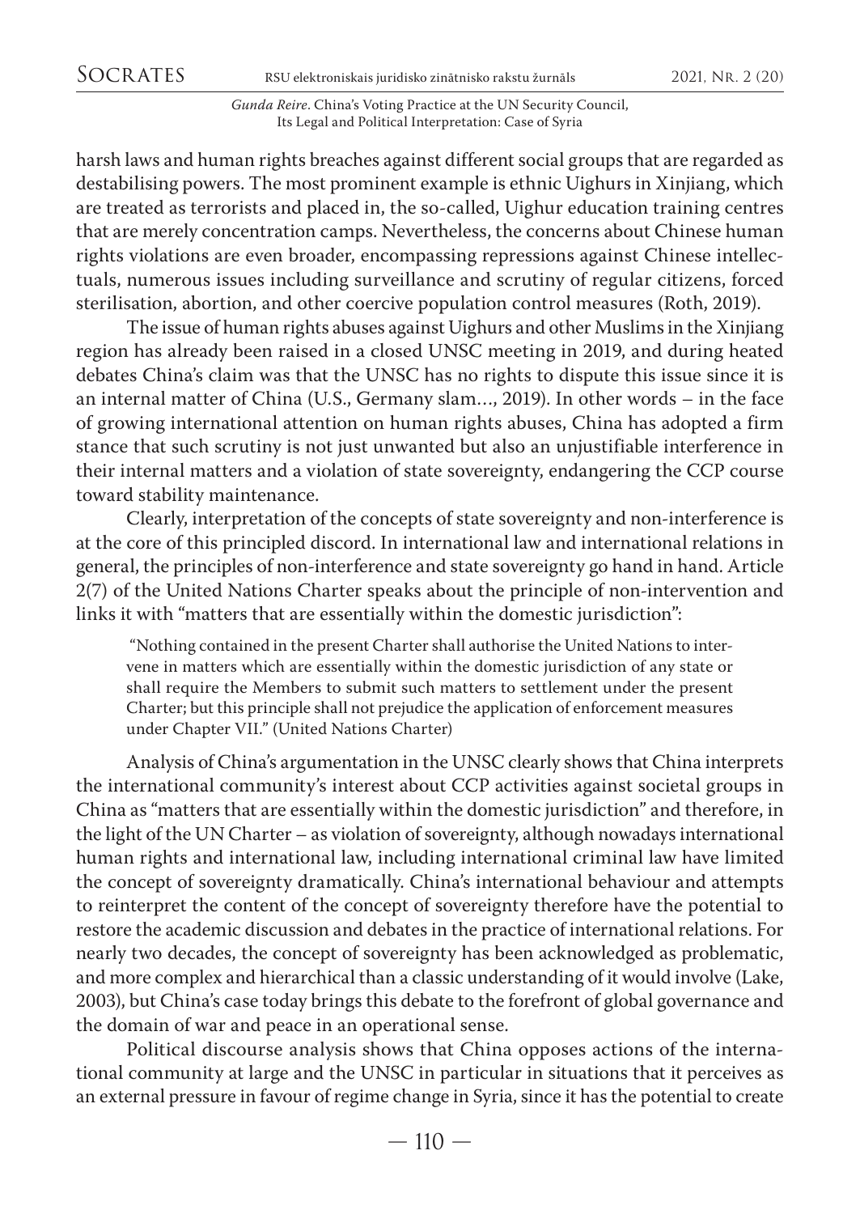harsh laws and human rights breaches against different social groups that are regarded as destabilising powers. The most prominent example is ethnic Uighurs in Xinjiang, which are treated as terrorists and placed in, the so-called, Uighur education training centres that are merely concentration camps. Nevertheless, the concerns about Chinese human rights violations are even broader, encompassing repressions against Chinese intellectuals, numerous issues including surveillance and scrutiny of regular citizens, forced sterilisation, abortion, and other coercive population control measures (Roth, 2019).

The issue of human rights abuses against Uighurs and other Muslims in the Xinjiang region has already been raised in a closed UNSC meeting in 2019, and during heated debates China's claim was that the UNSC has no rights to dispute this issue since it is an internal matter of China (U.S., Germany slam…, 2019). In other words – in the face of growing international attention on human rights abuses, China has adopted a firm stance that such scrutiny is not just unwanted but also an unjustifiable interference in their internal matters and a violation of state sovereignty, endangering the CCP course toward stability maintenance.

Clearly, interpretation of the concepts of state sovereignty and non-interference is at the core of this principled discord. In international law and international relations in general, the principles of non-interference and state sovereignty go hand in hand. Article 2(7) of the United Nations Charter speaks about the principle of non-intervention and links it with "matters that are essentially within the domestic jurisdiction":

> "Nothing contained in the present Charter shall authorise the United Nations to intervene in matters which are essentially within the domestic jurisdiction of any state or shall require the Members to submit such matters to settlement under the present Charter; but this principle shall not prejudice the application of enforcement measures under Chapter VII." (United Nations Charter)

Analysis of China's argumentation in the UNSC clearly shows that China interprets the international community's interest about CCP activities against societal groups in China as "matters that are essentially within the domestic jurisdiction" and therefore, in the light of the UN Charter – as violation of sovereignty, although nowadays international human rights and international law, including international criminal law have limited the concept of sovereignty dramatically. China's international behaviour and attempts to reinterpret the content of the concept of sovereignty therefore have the potential to restore the academic discussion and debates in the practice of international relations. For nearly two decades, the concept of sovereignty has been acknowledged as problematic, and more complex and hierarchical than a classic understanding of it would involve (Lake, 2003), but China's case today brings this debate to the forefront of global governance and the domain of war and peace in an operational sense.

Political discourse analysis shows that China opposes actions of the international community at large and the UNSC in particular in situations that it perceives as an external pressure in favour of regime change in Syria, since it has the potential to create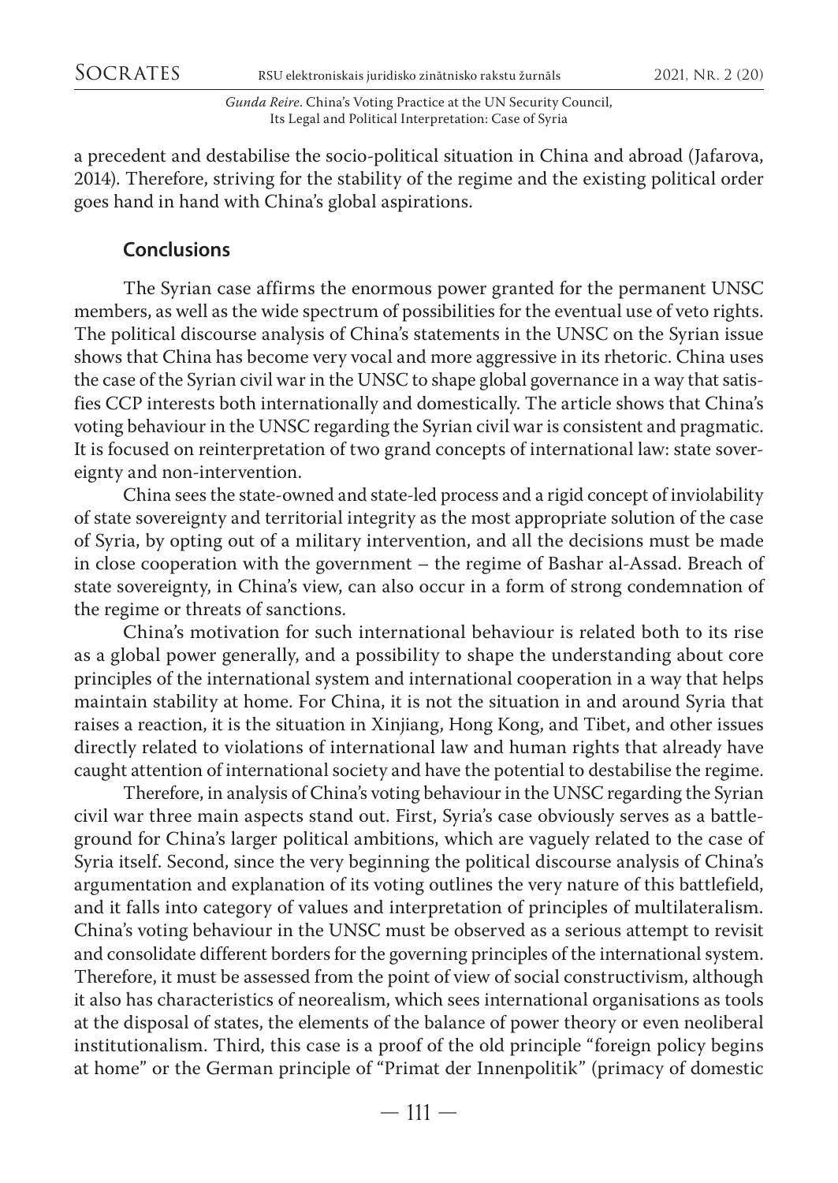a precedent and destabilise the socio-political situation in China and abroad (Jafarova, 2014). Therefore, striving for the stability of the regime and the existing political order goes hand in hand with China's global aspirations.

## Conclusions

The Syrian case affirms the enormous power granted for the permanent UNSC members, as well as the wide spectrum of possibilities for the eventual use of veto rights. The political discourse analysis of China's statements in the UNSC on the Syrian issue shows that China has become very vocal and more aggressive in its rhetoric. China uses the case of the Syrian civil war in the UNSC to shape global governance in a way that satisfies CCP interests both internationally and domestically. The article shows that China's voting behaviour in the UNSC regarding the Syrian civil war is consistent and pragmatic. It is focused on reinterpretation of two grand concepts of international law: state sovereignty and non-intervention.

China sees the state-owned and state-led process and a rigid concept of inviolability of state sovereignty and territorial integrity as the most appropriate solution of the case of Syria, by opting out of a military intervention, and all the decisions must be made in close cooperation with the government – the regime of Bashar al-Assad. Breach of state sovereignty, in China's view, can also occur in a form of strong condemnation of the regime or threats of sanctions.

China's motivation for such international behaviour is related both to its rise as a global power generally, and a possibility to shape the understanding about core principles of the international system and international cooperation in a way that helps maintain stability at home. For China, it is not the situation in and around Syria that raises a reaction, it is the situation in Xinjiang, Hong Kong, and Tibet, and other issues directly related to violations of international law and human rights that already have caught attention of international society and have the potential to destabilise the regime.

Therefore, in analysis of China's voting behaviour in the UNSC regarding the Syrian civil war three main aspects stand out. First, Syria's case obviously serves as a battleground for China's larger political ambitions, which are vaguely related to the case of Syria itself. Second, since the very beginning the political discourse analysis of China's argumentation and explanation of its voting outlines the very nature of this battlefield, and it falls into category of values and interpretation of principles of multilateralism. China's voting behaviour in the UNSC must be observed as a serious attempt to revisit and consolidate different borders for the governing principles of the international system. Therefore, it must be assessed from the point of view of social constructivism, although it also has characteristics of neorealism, which sees international organisations as tools at the disposal of states, the elements of the balance of power theory or even neoliberal institutionalism. Third, this case is a proof of the old principle "foreign policy begins at home" or the German principle of "Primat der Innenpolitik" (primacy of domestic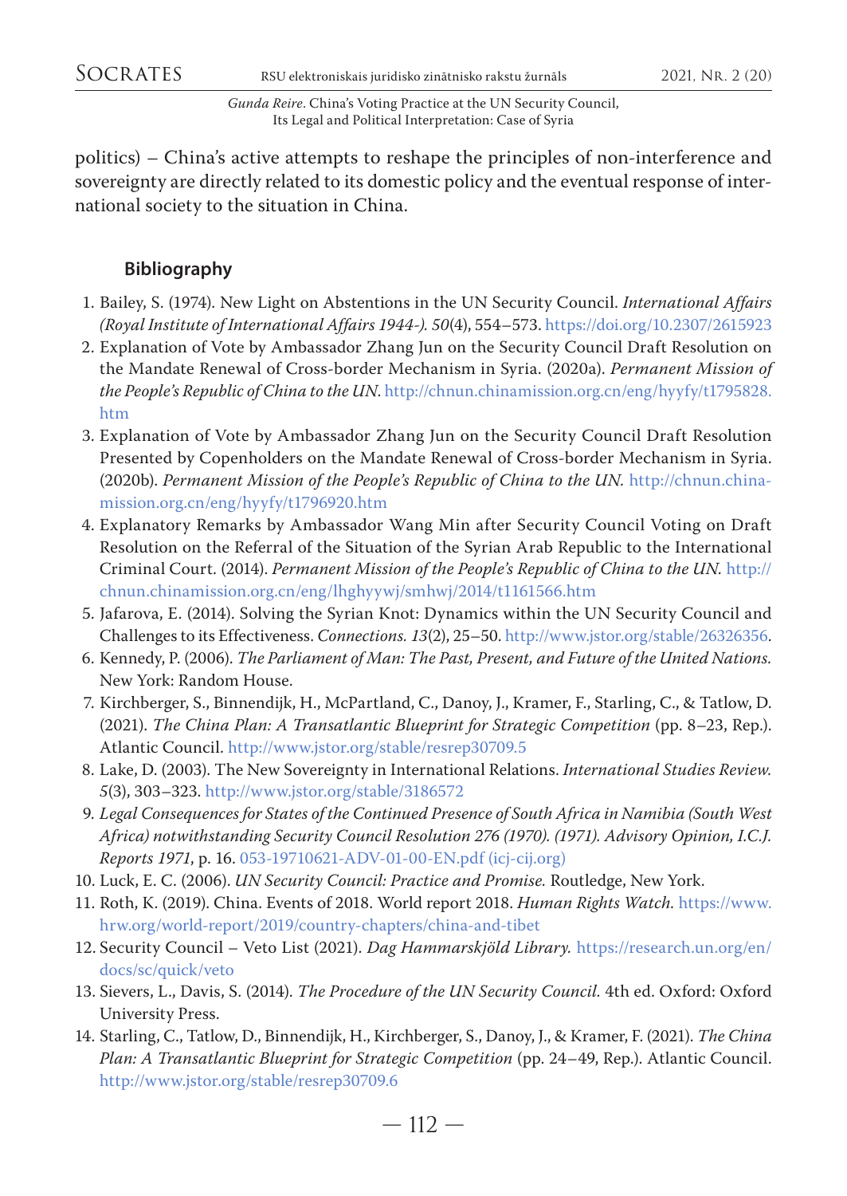politics) – China's active attempts to reshape the principles of non-interference and sovereignty are directly related to its domestic policy and the eventual response of international society to the situation in China.

## Bibliography

1. Bailey, S. (1974). New Light on Abstentions in the UN Security Council. *International Affairs (Royal Institute of International Affairs 1944-). 50*(4), 554–573. https://doi.org/10.2307/2615923
2. Explanation of Vote by Ambassador Zhang Jun on the Security Council Draft Resolution on the Mandate Renewal of Cross-border Mechanism in Syria. (2020a). *Permanent Mission of the People's Republic of China to the UN.* http://chnun.chinamission.org.cn/eng/hyyfy/t1795828.htm
3. Explanation of Vote by Ambassador Zhang Jun on the Security Council Draft Resolution Presented by Copenholders on the Mandate Renewal of Cross-border Mechanism in Syria. (2020b). *Permanent Mission of the People's Republic of China to the UN.* http://chnun.chinamission.org.cn/eng/hyyfy/t1796920.htm
4. Explanatory Remarks by Ambassador Wang Min after Security Council Voting on Draft Resolution on the Referral of the Situation of the Syrian Arab Republic to the International Criminal Court. (2014). *Permanent Mission of the People's Republic of China to the UN.* http://chnun.chinamission.org.cn/eng/lhghyywj/smhwj/2014/t1161566.htm
5. Jafarova, E. (2014). Solving the Syrian Knot: Dynamics within the UN Security Council and Challenges to its Effectiveness. *Connections. 13*(2), 25–50. http://www.jstor.org/stable/26326356.
6. Kennedy, P. (2006). *The Parliament of Man: The Past, Present, and Future of the United Nations.* New York: Random House.
7. Kirchberger, S., Binnendijk, H., McPartland, C., Danoy, J., Kramer, F., Starling, C., & Tatlow, D. (2021). *The China Plan: A Transatlantic Blueprint for Strategic Competition* (pp. 8–23, Rep.). Atlantic Council. http://www.jstor.org/stable/resrep30709.5
8. Lake, D. (2003). The New Sovereignty in International Relations. *International Studies Review. 5*(3), 303–323. http://www.jstor.org/stable/3186572
9. *Legal Consequences for States of the Continued Presence of South Africa in Namibia (South West Africa) notwithstanding Security Council Resolution 276 (1970). (1971). Advisory Opinion, I.C.J. Reports 1971*, p. 16. 053-19710621-ADV-01-00-EN.pdf (icj-cij.org)
10. Luck, E. C. (2006). *UN Security Council: Practice and Promise.* Routledge, New York.
11. Roth, K. (2019). China. Events of 2018. World report 2018. *Human Rights Watch.* https://www.hrw.org/world-report/2019/country-chapters/china-and-tibet
12. Security Council – Veto List (2021). *Dag Hammarskjöld Library.* https://research.un.org/en/docs/sc/quick/veto
13. Sievers, L., Davis, S. (2014). *The Procedure of the UN Security Council.* 4th ed. Oxford: Oxford University Press.
14. Starling, C., Tatlow, D., Binnendijk, H., Kirchberger, S., Danoy, J., & Kramer, F. (2021). *The China Plan: A Transatlantic Blueprint for Strategic Competition* (pp. 24–49, Rep.). Atlantic Council. http://www.jstor.org/stable/resrep30709.6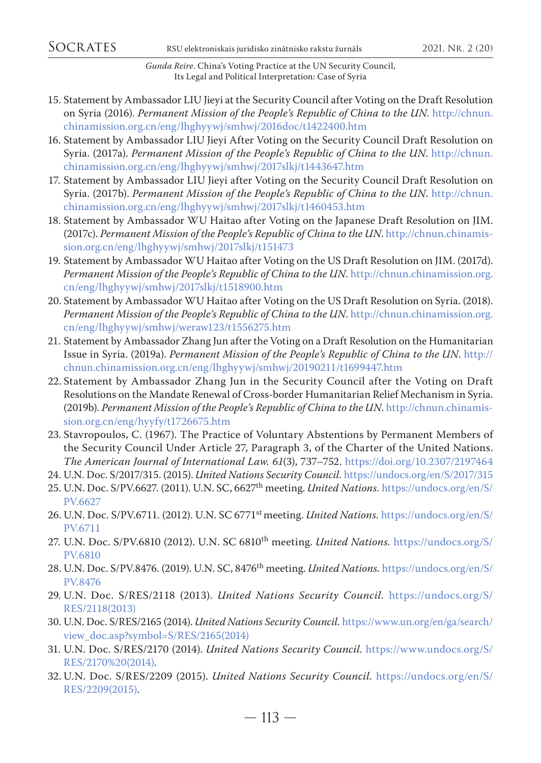15. Statement by Ambassador LIU Jieyi at the Security Council after Voting on the Draft Resolution on Syria (2016). *Permanent Mission of the People's Republic of China to the UN*. http://chnun.chinamission.org.cn/eng/lhghyywj/smhwj/2016doc/t1422400.htm
16. Statement by Ambassador LIU Jieyi After Voting on the Security Council Draft Resolution on Syria. (2017a). *Permanent Mission of the People's Republic of China to the UN*. http://chnun.chinamission.org.cn/eng/lhghyywj/smhwj/2017slkj/t1443647.htm
17. Statement by Ambassador LIU Jieyi after Voting on the Security Council Draft Resolution on Syria. (2017b). *Permanent Mission of the People's Republic of China to the UN*. http://chnun.chinamission.org.cn/eng/lhghyywj/smhwj/2017slkj/t1460453.htm
18. Statement by Ambassador WU Haitao after Voting on the Japanese Draft Resolution on JIM. (2017c). *Permanent Mission of the People's Republic of China to the UN*. http://chnun.chinamission.org.cn/eng/lhghyywj/smhwj/2017slkj/t151473
19. Statement by Ambassador WU Haitao after Voting on the US Draft Resolution on JIM. (2017d). *Permanent Mission of the People's Republic of China to the UN*. http://chnun.chinamission.org.cn/eng/lhghyywj/smhwj/2017slkj/t1518900.htm
20. Statement by Ambassador WU Haitao after Voting on the US Draft Resolution on Syria. (2018). *Permanent Mission of the People's Republic of China to the UN*. http://chnun.chinamission.org.cn/eng/lhghyywj/smhwj/weraw123/t1556275.htm
21. Statement by Ambassador Zhang Jun after the Voting on a Draft Resolution on the Humanitarian Issue in Syria. (2019a). *Permanent Mission of the People's Republic of China to the UN*. http://chnun.chinamission.org.cn/eng/lhghyywj/smhwj/20190211/t1699447.htm
22. Statement by Ambassador Zhang Jun in the Security Council after the Voting on Draft Resolutions on the Mandate Renewal of Cross-border Humanitarian Relief Mechanism in Syria. (2019b). *Permanent Mission of the People's Republic of China to the UN*. http://chnun.chinamission.org.cn/eng/hyyfy/t1726675.htm
23. Stavropoulos, C. (1967). The Practice of Voluntary Abstentions by Permanent Members of the Security Council Under Article 27, Paragraph 3, of the Charter of the United Nations. *The American Journal of International Law. 61*(3), 737–752. https://doi.org/10.2307/2197464
24. U.N. Doc. S/2017/315. (2015). *United Nations Security Council*. https://undocs.org/en/S/2017/315
25. U.N. Doc. S/PV.6627. (2011). U.N. SC, 6627th meeting. *United Nations*. https://undocs.org/en/S/PV.6627
26. U.N. Doc. S/PV.6711. (2012). U.N. SC 6771st meeting. *United Nations*. https://undocs.org/en/S/PV.6711
27. U.N. Doc. S/PV.6810 (2012). U.N. SC 6810th meeting. *United Nations*. https://undocs.org/S/PV.6810
28. U.N. Doc. S/PV.8476. (2019). U.N. SC, 8476th meeting. *United Nations*. https://undocs.org/en/S/PV.8476
29. U.N. Doc. S/RES/2118 (2013). *United Nations Security Council*. https://undocs.org/S/RES/2118(2013)
30. U.N. Doc. S/RES/2165 (2014). *United Nations Security Council*. https://www.un.org/en/ga/search/view_doc.asp?symbol=S/RES/2165(2014)
31. U.N. Doc. S/RES/2170 (2014). *United Nations Security Council*. https://www.undocs.org/S/RES/2170%20(2014).
32. U.N. Doc. S/RES/2209 (2015). *United Nations Security Council*. https://undocs.org/en/S/RES/2209(2015).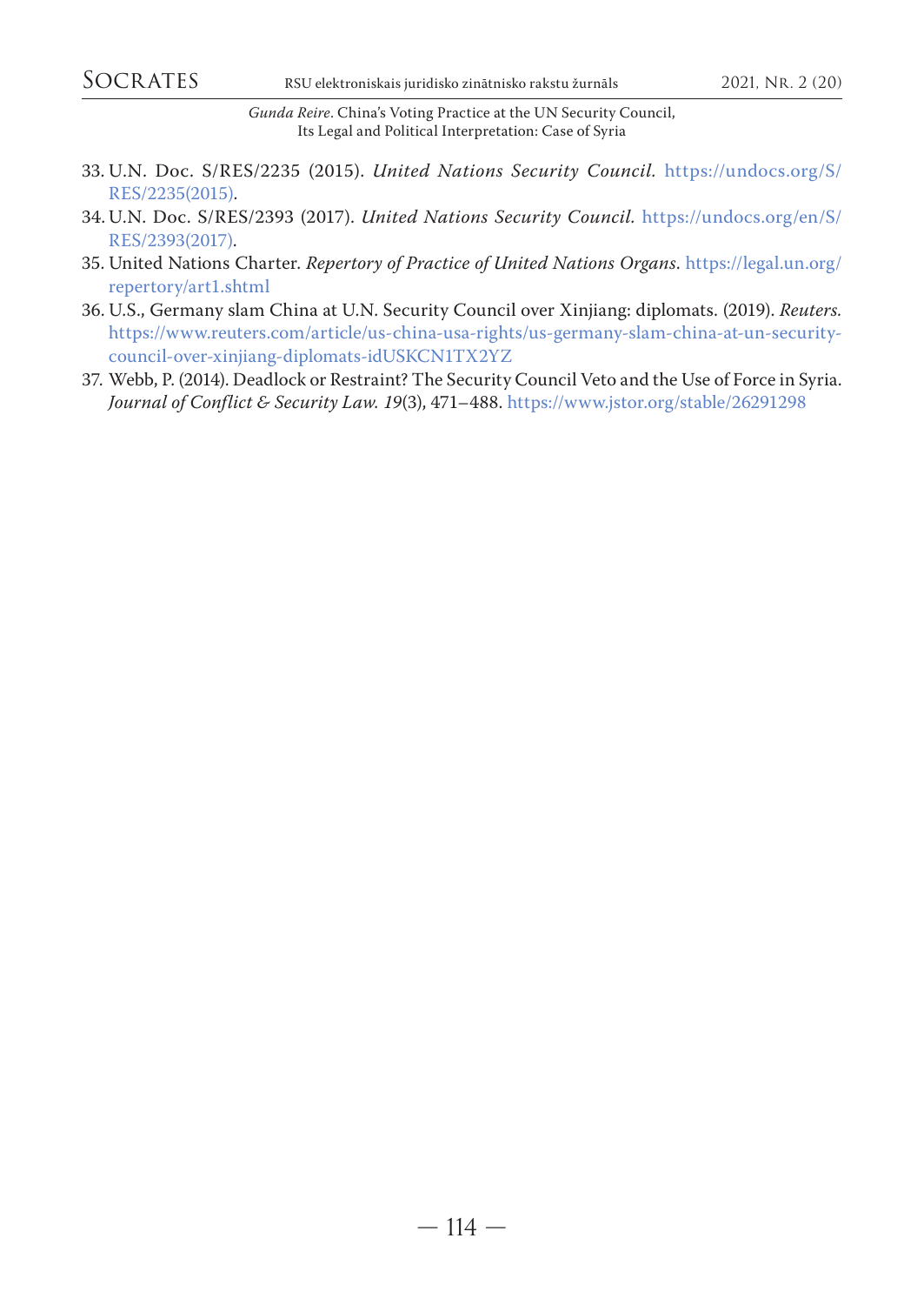33. U.N. Doc. S/RES/2235 (2015). *United Nations Security Council.* https://undocs.org/S/RES/2235(2015).
34. U.N. Doc. S/RES/2393 (2017). *United Nations Security Council.* https://undocs.org/en/S/RES/2393(2017).
35. United Nations Charter. *Repertory of Practice of United Nations Organs*. https://legal.un.org/repertory/art1.shtml
36. U.S., Germany slam China at U.N. Security Council over Xinjiang: diplomats. (2019). *Reuters.* https://www.reuters.com/article/us-china-usa-rights/us-germany-slam-china-at-un-security-council-over-xinjiang-diplomats-idUSKCN1TX2YZ
37. Webb, P. (2014). Deadlock or Restraint? The Security Council Veto and the Use of Force in Syria. *Journal of Conflict & Security Law. 19*(3), 471–488. https://www.jstor.org/stable/26291298